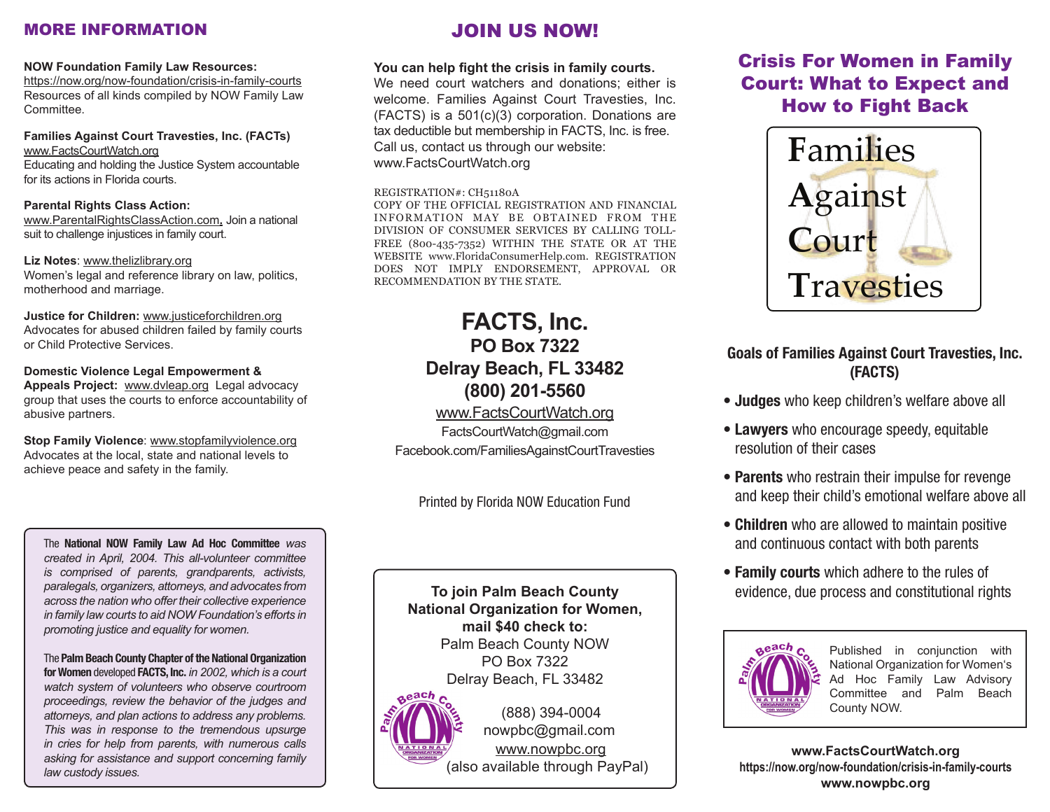## MORE INFORMATION

**NOW Foundation Family Law Resources:**
https://now.org/now-foundation/crisis-in-family-courts
Resources of all kinds compiled by NOW Family Law Committee.

**Families Against Court Travesties, Inc. (FACTs)**
www.FactsCourtWatch.org
Educating and holding the Justice System accountable for its actions in Florida courts.

**Parental Rights Class Action:**
www.ParentalRightsClassAction.com**.** Join a national suit to challenge injustices in family court.

**Liz Notes**: www.thelizlibrary.org
Women's legal and reference library on law, politics, motherhood and marriage.

**Justice for Children:** www.justiceforchildren.org
Advocates for abused children failed by family courts or Child Protective Services.

**Domestic Violence Legal Empowerment & Appeals Project:** www.dvleap.org Legal advocacy group that uses the courts to enforce accountability of abusive partners.

**Stop Family Violence**: www.stopfamilyviolence.org
Advocates at the local, state and national levels to achieve peace and safety in the family.

The **National NOW Family Law Ad Hoc Committee** *was created in April, 2004. This all-volunteer committee is comprised of parents, grandparents, activists, paralegals, organizers, attorneys, and advocates from across the nation who offer their collective experience in family law courts to aid NOW Foundation's efforts in promoting justice and equality for women.*

The **Palm Beach County Chapter of the National Organization for Women** developed **FACTS, Inc.** *in 2002, which is a court watch system of volunteers who observe courtroom proceedings, review the behavior of the judges and attorneys, and plan actions to address any problems. This was in response to the tremendous upsurge in cries for help from parents, with numerous calls asking for assistance and support concerning family law custody issues.*

## JOIN US NOW!

**You can help fight the crisis in family courts.**
We need court watchers and donations; either is welcome. Families Against Court Travesties, Inc. (FACTS) is a 501(c)(3) corporation. Donations are tax deductible but membership in FACTS, Inc. is free. Call us, contact us through our website: www.FactsCourtWatch.org

REGISTRATION#: CH51180A
COPY OF THE OFFICIAL REGISTRATION AND FINANCIAL INFORMATION MAY BE OBTAINED FROM THE DIVISION OF CONSUMER SERVICES BY CALLING TOLL-FREE (800-435-7352) WITHIN THE STATE OR AT THE WEBSITE www.FloridaConsumerHelp.com. REGISTRATION DOES NOT IMPLY ENDORSEMENT, APPROVAL OR RECOMMENDATION BY THE STATE.

**FACTS, Inc.**
**PO Box 7322**
**Delray Beach, FL 33482**
**(800) 201-5560**
www.FactsCourtWatch.org
FactsCourtWatch@gmail.com
Facebook.com/FamiliesAgainstCourtTravesties

Printed by Florida NOW Education Fund

**To join Palm Beach County National Organization for Women, mail $40 check to:**
Palm Beach County NOW
PO Box 7322
Delray Beach, FL 33482

(888) 394-0004
nowpbc@gmail.com
www.nowpbc.org
(also available through PayPal)

## Crisis For Women in Family Court: What to Expect and How to Fight Back

Families Against Court Travesties

### Goals of Families Against Court Travesties, Inc. (FACTS)

- **Judges** who keep children's welfare above all
- **Lawyers** who encourage speedy, equitable resolution of their cases
- **Parents** who restrain their impulse for revenge and keep their child's emotional welfare above all
- **Children** who are allowed to maintain positive and continuous contact with both parents
- **Family courts** which adhere to the rules of evidence, due process and constitutional rights

Published in conjunction with National Organization for Women's Ad Hoc Family Law Advisory Committee and Palm Beach County NOW.

**www.FactsCourtWatch.org**
**https://now.org/now-foundation/crisis-in-family-courts**
**www.nowpbc.org**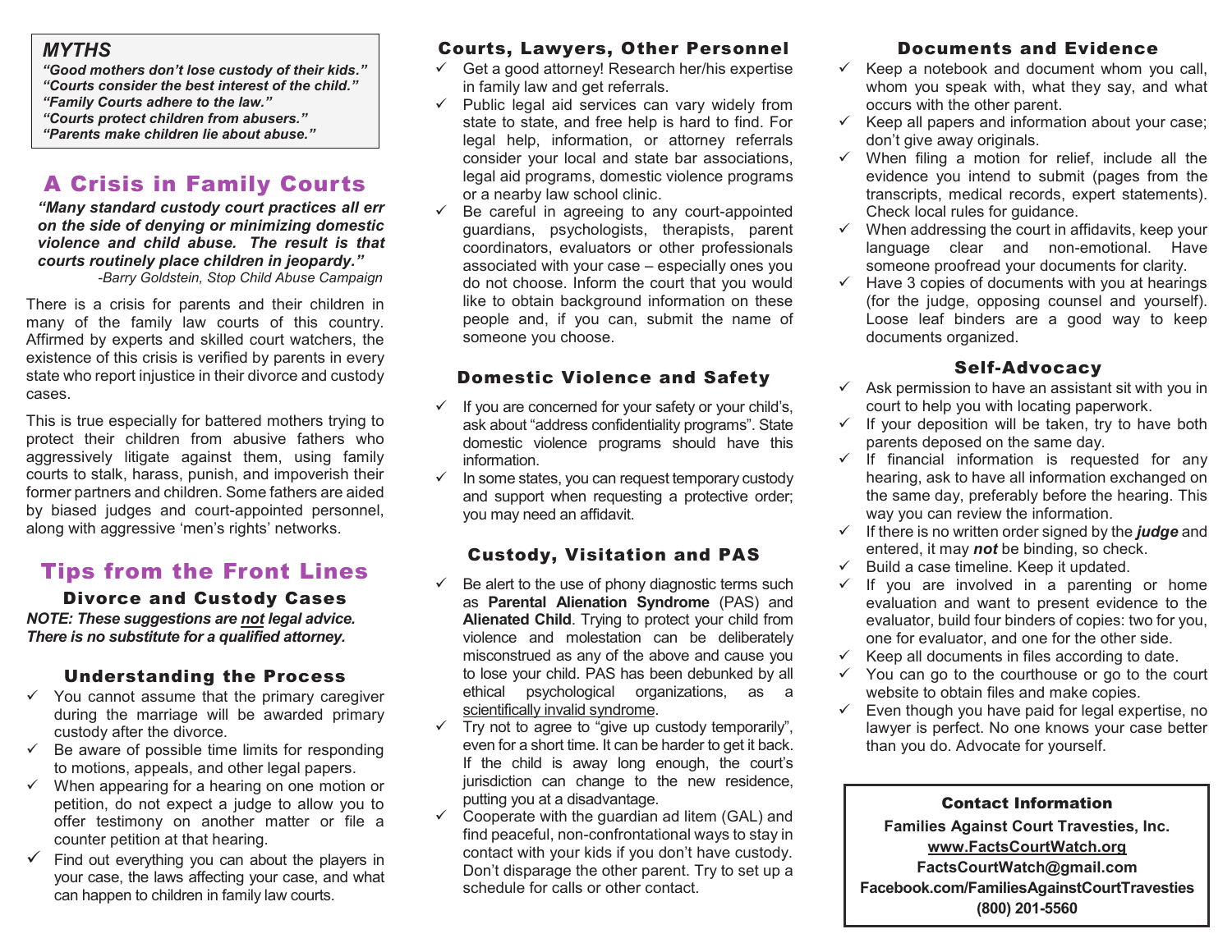***MYTHS***

***"Good mothers don't lose custody of their kids."***
***"Courts consider the best interest of the child."***
***"Family Courts adhere to the law."***
***"Courts protect children from abusers."***
***"Parents make children lie about abuse."***

# A Crisis in Family Courts

***"Many standard custody court practices all err on the side of denying or minimizing domestic violence and child abuse. The result is that courts routinely place children in jeopardy."***

*-Barry Goldstein, Stop Child Abuse Campaign*

There is a crisis for parents and their children in many of the family law courts of this country. Affirmed by experts and skilled court watchers, the existence of this crisis is verified by parents in every state who report injustice in their divorce and custody cases.

This is true especially for battered mothers trying to protect their children from abusive fathers who aggressively litigate against them, using family courts to stalk, harass, punish, and impoverish their former partners and children. Some fathers are aided by biased judges and court-appointed personnel, along with aggressive 'men's rights' networks.

# Tips from the Front Lines

## Divorce and Custody Cases

***NOTE: These suggestions are not legal advice. There is no substitute for a qualified attorney.***

### Understanding the Process

- ✓ You cannot assume that the primary caregiver during the marriage will be awarded primary custody after the divorce.
- ✓ Be aware of possible time limits for responding to motions, appeals, and other legal papers.
- ✓ When appearing for a hearing on one motion or petition, do not expect a judge to allow you to offer testimony on another matter or file a counter petition at that hearing.
- ✓ Find out everything you can about the players in your case, the laws affecting your case, and what can happen to children in family law courts.

### Courts, Lawyers, Other Personnel

- ✓ Get a good attorney! Research her/his expertise in family law and get referrals.
- ✓ Public legal aid services can vary widely from state to state, and free help is hard to find. For legal help, information, or attorney referrals consider your local and state bar associations, legal aid programs, domestic violence programs or a nearby law school clinic.
- ✓ Be careful in agreeing to any court-appointed guardians, psychologists, therapists, parent coordinators, evaluators or other professionals associated with your case – especially ones you do not choose. Inform the court that you would like to obtain background information on these people and, if you can, submit the name of someone you choose.

### Domestic Violence and Safety

- ✓ If you are concerned for your safety or your child's, ask about "address confidentiality programs". State domestic violence programs should have this information.
- ✓ In some states, you can request temporary custody and support when requesting a protective order; you may need an affidavit.

### Custody, Visitation and PAS

- ✓ Be alert to the use of phony diagnostic terms such as **Parental Alienation Syndrome** (PAS) and **Alienated Child**. Trying to protect your child from violence and molestation can be deliberately misconstrued as any of the above and cause you to lose your child. PAS has been debunked by all ethical psychological organizations, as a scientifically invalid syndrome.
- ✓ Try not to agree to "give up custody temporarily", even for a short time. It can be harder to get it back. If the child is away long enough, the court's jurisdiction can change to the new residence, putting you at a disadvantage.
- ✓ Cooperate with the guardian ad litem (GAL) and find peaceful, non-confrontational ways to stay in contact with your kids if you don't have custody. Don't disparage the other parent. Try to set up a schedule for calls or other contact.

### Documents and Evidence

- ✓ Keep a notebook and document whom you call, whom you speak with, what they say, and what occurs with the other parent.
- ✓ Keep all papers and information about your case; don't give away originals.
- ✓ When filing a motion for relief, include all the evidence you intend to submit (pages from the transcripts, medical records, expert statements). Check local rules for guidance.
- ✓ When addressing the court in affidavits, keep your language clear and non-emotional. Have someone proofread your documents for clarity.
- ✓ Have 3 copies of documents with you at hearings (for the judge, opposing counsel and yourself). Loose leaf binders are a good way to keep documents organized.

### Self-Advocacy

- ✓ Ask permission to have an assistant sit with you in court to help you with locating paperwork.
- ✓ If your deposition will be taken, try to have both parents deposed on the same day.
- ✓ If financial information is requested for any hearing, ask to have all information exchanged on the same day, preferably before the hearing. This way you can review the information.
- ✓ If there is no written order signed by the ***judge*** and entered, it may ***not*** be binding, so check.
- ✓ Build a case timeline. Keep it updated.
- ✓ If you are involved in a parenting or home evaluation and want to present evidence to the evaluator, build four binders of copies: two for you, one for evaluator, and one for the other side.
- ✓ Keep all documents in files according to date.
- ✓ You can go to the courthouse or go to the court website to obtain files and make copies.
- ✓ Even though you have paid for legal expertise, no lawyer is perfect. No one knows your case better than you do. Advocate for yourself.

**Contact Information**

**Families Against Court Travesties, Inc.**
**www.FactsCourtWatch.org**
**FactsCourtWatch@gmail.com**
**Facebook.com/FamiliesAgainstCourtTravesties**
**(800) 201-5560**